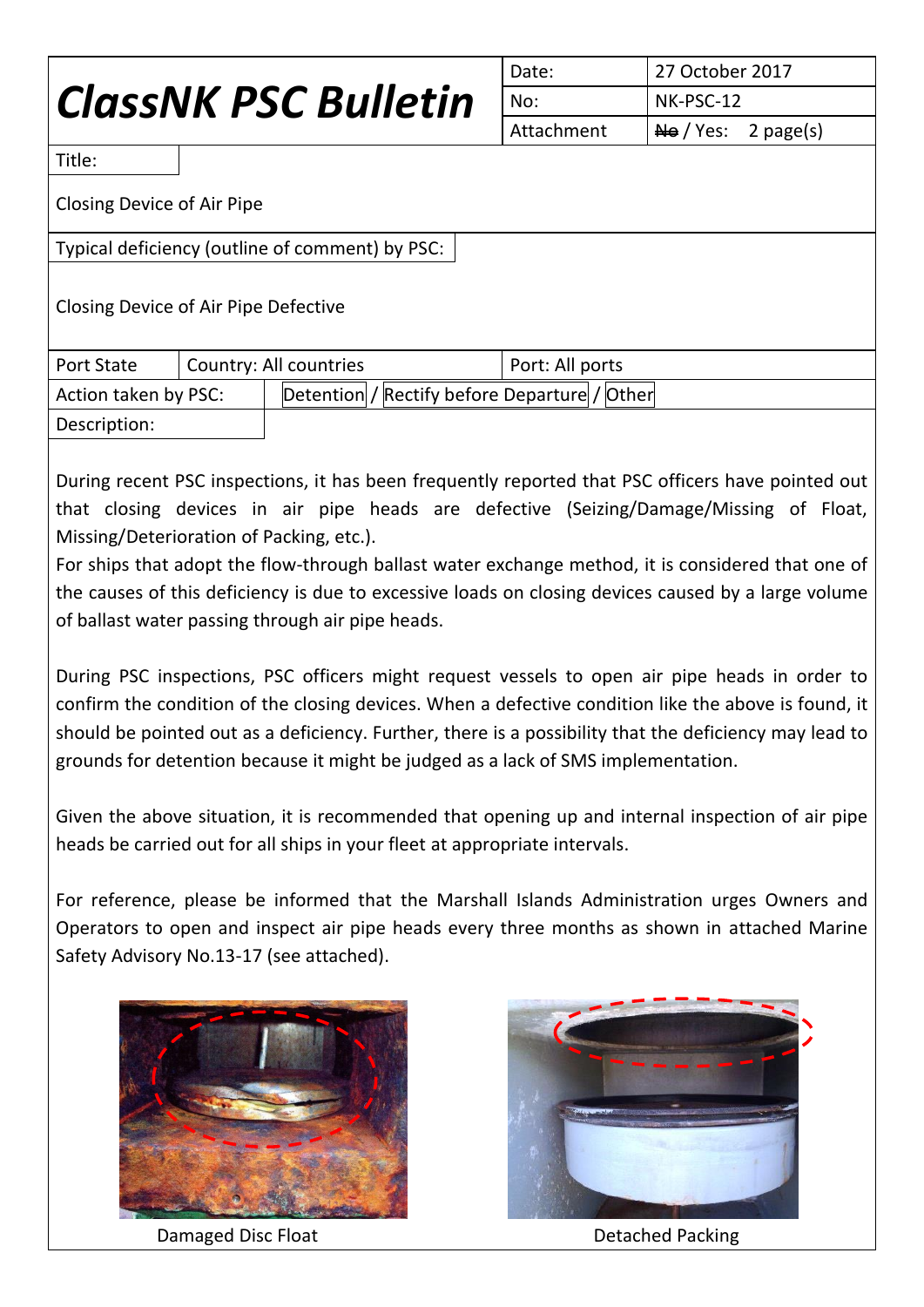# ClassNK PSC Bulletin

| | |
|---|---|
| Date: | 27 October 2017 |
| No: | NK-PSC-12 |
| Attachment | ~~No~~ / Yes: 2 page(s) |

**Title:**

Closing Device of Air Pipe

**Typical deficiency (outline of comment) by PSC:**

Closing Device of Air Pipe Defective

| Port State | Country: All countries | Port: All ports |
|---|---|---|
| Action taken by PSC: | Detention / Rectify before Departure / Other | |

**Description:**

During recent PSC inspections, it has been frequently reported that PSC officers have pointed out that closing devices in air pipe heads are defective (Seizing/Damage/Missing of Float, Missing/Deterioration of Packing, etc.).

For ships that adopt the flow-through ballast water exchange method, it is considered that one of the causes of this deficiency is due to excessive loads on closing devices caused by a large volume of ballast water passing through air pipe heads.

During PSC inspections, PSC officers might request vessels to open air pipe heads in order to confirm the condition of the closing devices. When a defective condition like the above is found, it should be pointed out as a deficiency. Further, there is a possibility that the deficiency may lead to grounds for detention because it might be judged as a lack of SMS implementation.

Given the above situation, it is recommended that opening up and internal inspection of air pipe heads be carried out for all ships in your fleet at appropriate intervals.

For reference, please be informed that the Marshall Islands Administration urges Owners and Operators to open and inspect air pipe heads every three months as shown in attached Marine Safety Advisory No.13-17 (see attached).

Damaged Disc Float

Detached Packing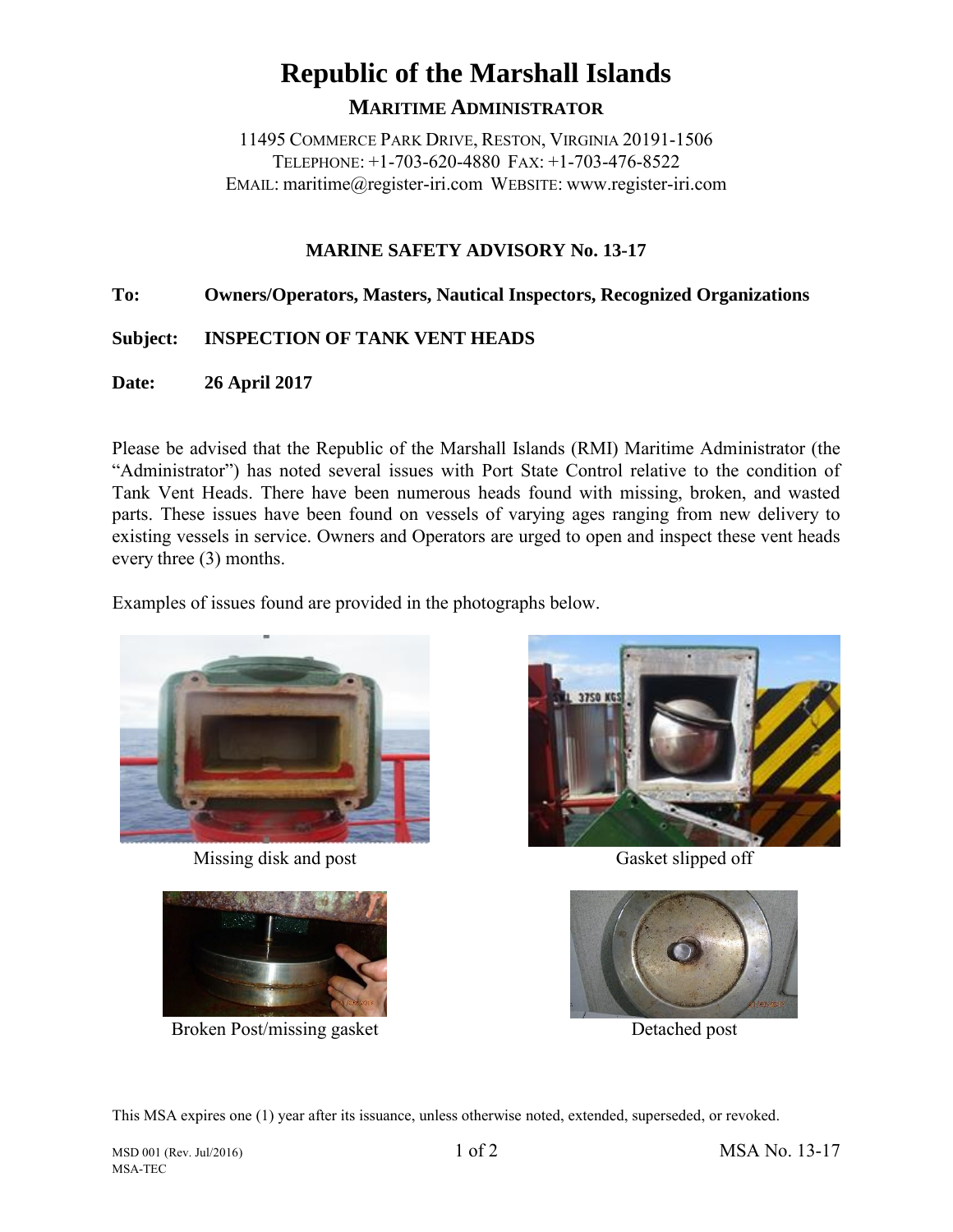# Republic of the Marshall Islands

## MARITIME ADMINISTRATOR

11495 COMMERCE PARK DRIVE, RESTON, VIRGINIA 20191-1506
TELEPHONE: +1-703-620-4880 FAX: +1-703-476-8522
EMAIL: maritime@register-iri.com WEBSITE: www.register-iri.com

### MARINE SAFETY ADVISORY No. 13-17

**To:** **Owners/Operators, Masters, Nautical Inspectors, Recognized Organizations**

**Subject:** **INSPECTION OF TANK VENT HEADS**

**Date:** **26 April 2017**

Please be advised that the Republic of the Marshall Islands (RMI) Maritime Administrator (the "Administrator") has noted several issues with Port State Control relative to the condition of Tank Vent Heads. There have been numerous heads found with missing, broken, and wasted parts. These issues have been found on vessels of varying ages ranging from new delivery to existing vessels in service. Owners and Operators are urged to open and inspect these vent heads every three (3) months.

Examples of issues found are provided in the photographs below.

Missing disk and post

Gasket slipped off

Broken Post/missing gasket

Detached post

This MSA expires one (1) year after its issuance, unless otherwise noted, extended, superseded, or revoked.

MSD 001 (Rev. Jul/2016)
MSA-TEC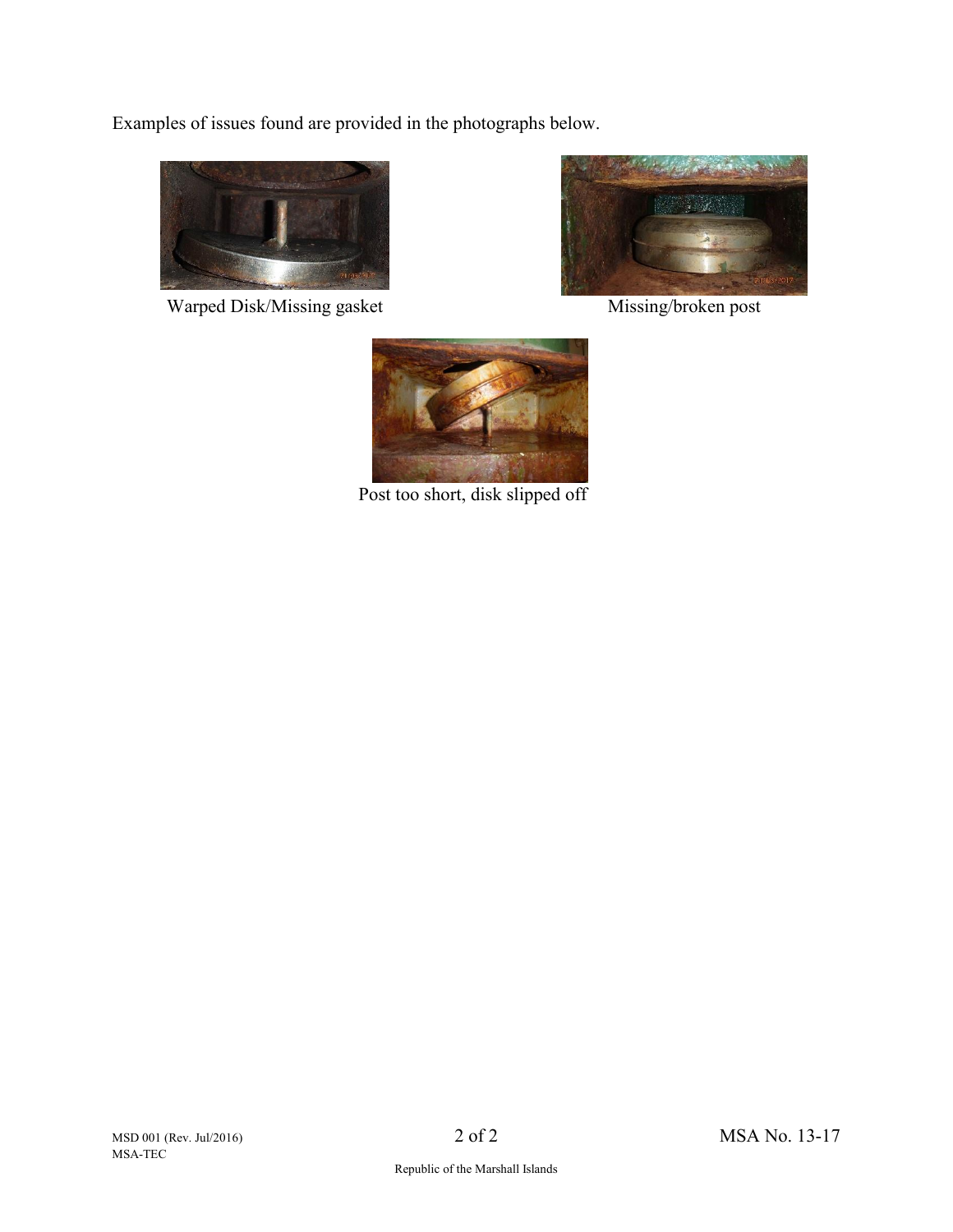Examples of issues found are provided in the photographs below.

Warped Disk/Missing gasket

Missing/broken post

Post too short, disk slipped off